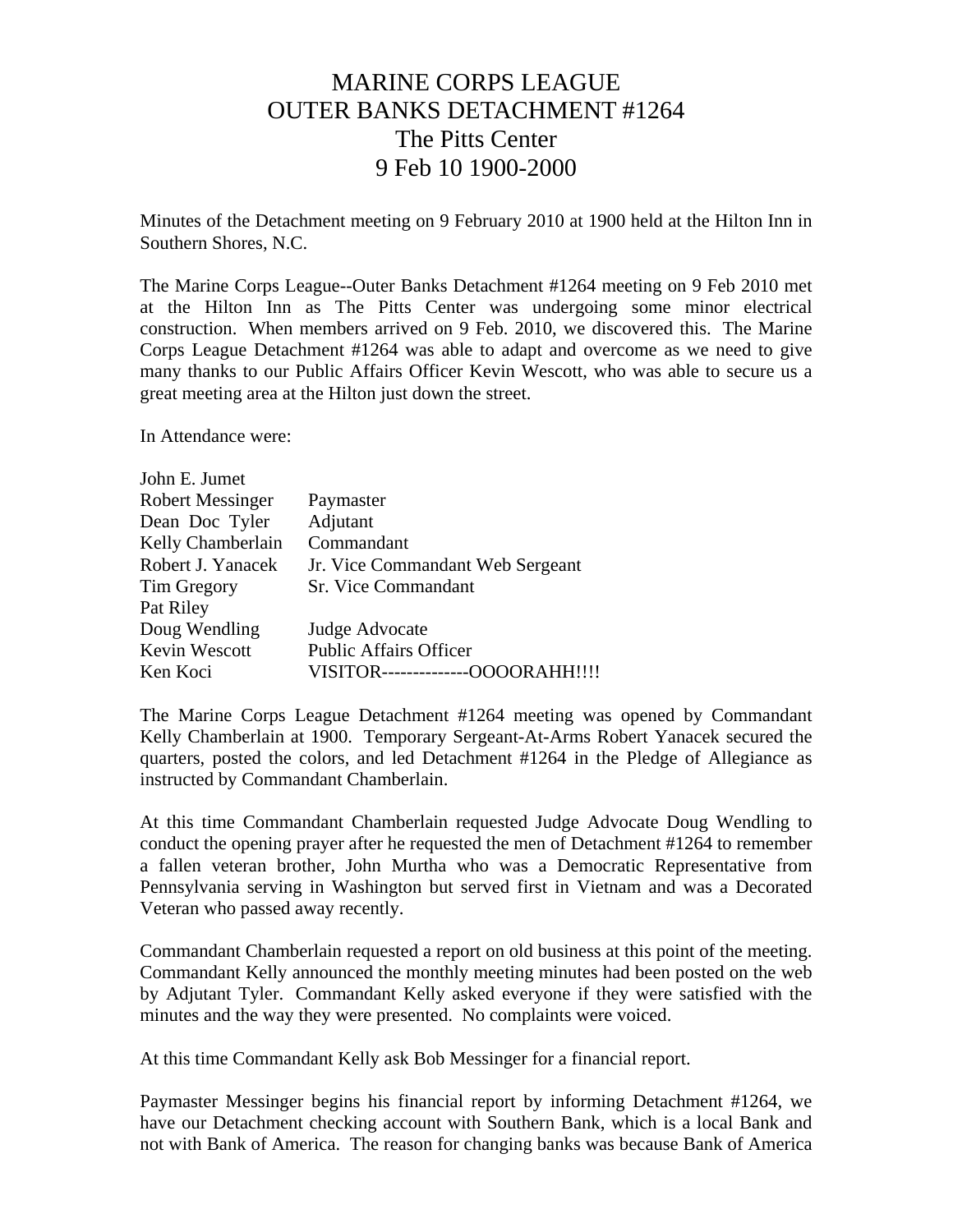# MARINE CORPS LEAGUE
# OUTER BANKS DETACHMENT #1264
# The Pitts Center
# 9 Feb 10 1900-2000

Minutes of the Detachment meeting on 9 February 2010 at 1900 held at the Hilton Inn in Southern Shores, N.C.

The Marine Corps League--Outer Banks Detachment #1264 meeting on 9 Feb 2010 met at the Hilton Inn as The Pitts Center was undergoing some minor electrical construction. When members arrived on 9 Feb. 2010, we discovered this. The Marine Corps League Detachment #1264 was able to adapt and overcome as we need to give many thanks to our Public Affairs Officer Kevin Wescott, who was able to secure us a great meeting area at the Hilton just down the street.

In Attendance were:

| | |
|---|---|
| John E. Jumet | |
| Robert Messinger | Paymaster |
| Dean Doc Tyler | Adjutant |
| Kelly Chamberlain | Commandant |
| Robert J. Yanacek | Jr. Vice Commandant Web Sergeant |
| Tim Gregory | Sr. Vice Commandant |
| Pat Riley | |
| Doug Wendling | Judge Advocate |
| Kevin Wescott | Public Affairs Officer |
| Ken Koci | VISITOR--------------OOOORAHH!!!! |

The Marine Corps League Detachment #1264 meeting was opened by Commandant Kelly Chamberlain at 1900. Temporary Sergeant-At-Arms Robert Yanacek secured the quarters, posted the colors, and led Detachment #1264 in the Pledge of Allegiance as instructed by Commandant Chamberlain.

At this time Commandant Chamberlain requested Judge Advocate Doug Wendling to conduct the opening prayer after he requested the men of Detachment #1264 to remember a fallen veteran brother, John Murtha who was a Democratic Representative from Pennsylvania serving in Washington but served first in Vietnam and was a Decorated Veteran who passed away recently.

Commandant Chamberlain requested a report on old business at this point of the meeting. Commandant Kelly announced the monthly meeting minutes had been posted on the web by Adjutant Tyler. Commandant Kelly asked everyone if they were satisfied with the minutes and the way they were presented. No complaints were voiced.

At this time Commandant Kelly ask Bob Messinger for a financial report.

Paymaster Messinger begins his financial report by informing Detachment #1264, we have our Detachment checking account with Southern Bank, which is a local Bank and not with Bank of America. The reason for changing banks was because Bank of America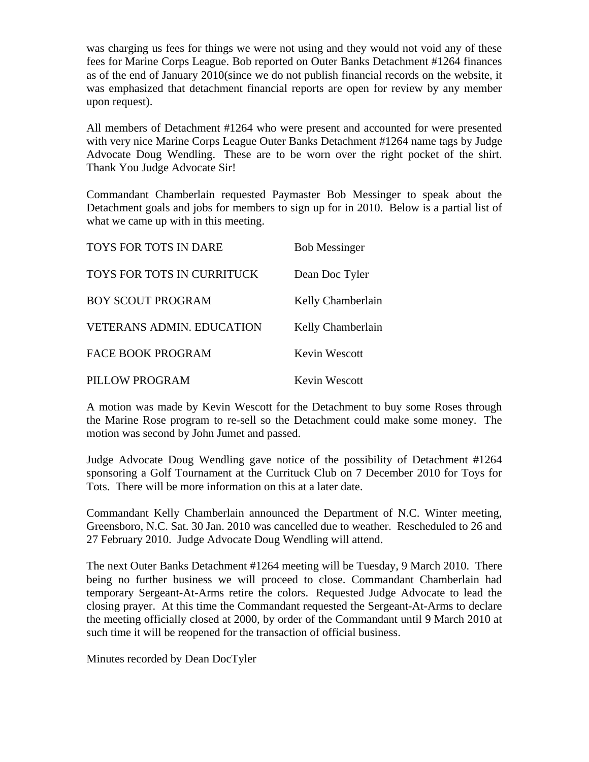was charging us fees for things we were not using and they would not void any of these fees for Marine Corps League. Bob reported on Outer Banks Detachment #1264 finances as of the end of January 2010(since we do not publish financial records on the website, it was emphasized that detachment financial reports are open for review by any member upon request).

All members of Detachment #1264 who were present and accounted for were presented with very nice Marine Corps League Outer Banks Detachment #1264 name tags by Judge Advocate Doug Wendling. These are to be worn over the right pocket of the shirt. Thank You Judge Advocate Sir!

Commandant Chamberlain requested Paymaster Bob Messinger to speak about the Detachment goals and jobs for members to sign up for in 2010. Below is a partial list of what we came up with in this meeting.

| | |
|---|---|
| TOYS FOR TOTS IN DARE | Bob Messinger |
| TOYS FOR TOTS IN CURRITUCK | Dean Doc Tyler |
| BOY SCOUT PROGRAM | Kelly Chamberlain |
| VETERANS ADMIN. EDUCATION | Kelly Chamberlain |
| FACE BOOK PROGRAM | Kevin Wescott |
| PILLOW PROGRAM | Kevin Wescott |

A motion was made by Kevin Wescott for the Detachment to buy some Roses through the Marine Rose program to re-sell so the Detachment could make some money. The motion was second by John Jumet and passed.

Judge Advocate Doug Wendling gave notice of the possibility of Detachment #1264 sponsoring a Golf Tournament at the Currituck Club on 7 December 2010 for Toys for Tots. There will be more information on this at a later date.

Commandant Kelly Chamberlain announced the Department of N.C. Winter meeting, Greensboro, N.C. Sat. 30 Jan. 2010 was cancelled due to weather. Rescheduled to 26 and 27 February 2010. Judge Advocate Doug Wendling will attend.

The next Outer Banks Detachment #1264 meeting will be Tuesday, 9 March 2010. There being no further business we will proceed to close. Commandant Chamberlain had temporary Sergeant-At-Arms retire the colors. Requested Judge Advocate to lead the closing prayer. At this time the Commandant requested the Sergeant-At-Arms to declare the meeting officially closed at 2000, by order of the Commandant until 9 March 2010 at such time it will be reopened for the transaction of official business.

Minutes recorded by Dean DocTyler